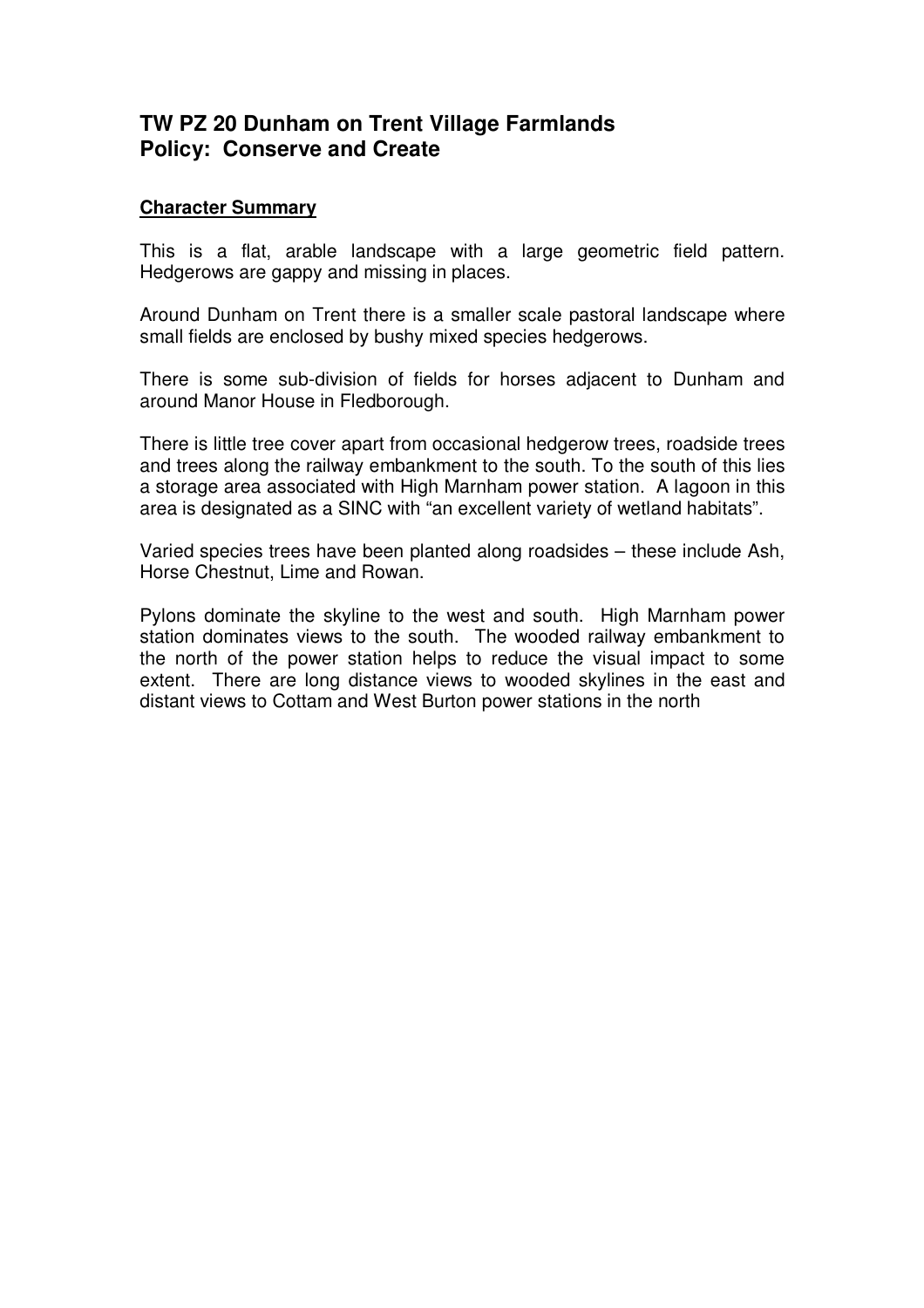## TW PZ 20 Dunham on Trent Village Farmlands
## Policy: Conserve and Create

**Character Summary**

This is a flat, arable landscape with a large geometric field pattern. Hedgerows are gappy and missing in places.

Around Dunham on Trent there is a smaller scale pastoral landscape where small fields are enclosed by bushy mixed species hedgerows.

There is some sub-division of fields for horses adjacent to Dunham and around Manor House in Fledborough.

There is little tree cover apart from occasional hedgerow trees, roadside trees and trees along the railway embankment to the south. To the south of this lies a storage area associated with High Marnham power station. A lagoon in this area is designated as a SINC with "an excellent variety of wetland habitats".

Varied species trees have been planted along roadsides – these include Ash, Horse Chestnut, Lime and Rowan.

Pylons dominate the skyline to the west and south. High Marnham power station dominates views to the south. The wooded railway embankment to the north of the power station helps to reduce the visual impact to some extent. There are long distance views to wooded skylines in the east and distant views to Cottam and West Burton power stations in the north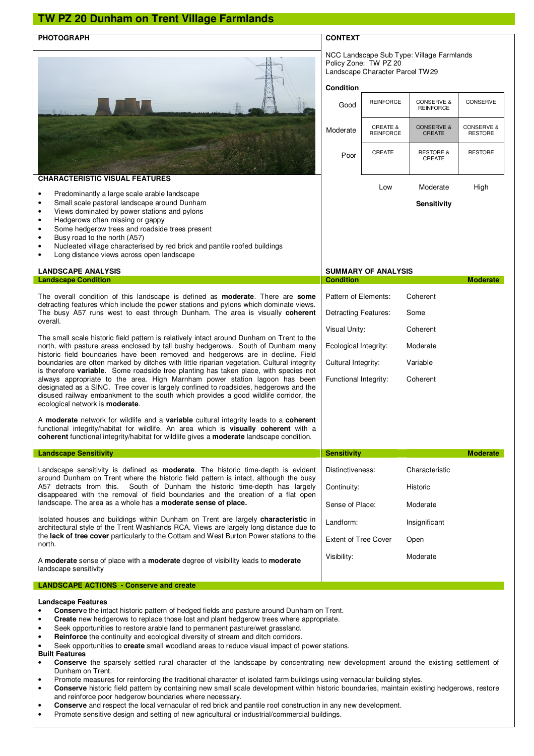# TW PZ 20 Dunham on Trent Village Farmlands

## PHOTOGRAPH

### CHARACTERISTIC VISUAL FEATURES

- Predominantly a large scale arable landscape
- Small scale pastoral landscape around Dunham
- Views dominated by power stations and pylons
- Hedgerows often missing or gappy
- Some hedgerow trees and roadside trees present
- Busy road to the north (A57)
- Nucleated village characterised by red brick and pantile roofed buildings
- Long distance views across open landscape

## CONTEXT

NCC Landscape Sub Type: Village Farmlands
Policy Zone: TW PZ 20
Landscape Character Parcel TW29

**Condition**

| | | | |
|---|---|---|---|
| Good | REINFORCE | CONSERVE & REINFORCE | CONSERVE |
| Moderate | CREATE & REINFORCE | CONSERVE & CREATE | CONSERVE & RESTORE |
| Poor | CREATE | RESTORE & CREATE | RESTORE |
| | Low | Moderate | High |

**Sensitivity**

## LANDSCAPE ANALYSIS

### Landscape Condition

The overall condition of this landscape is defined as **moderate**. There are **some** detracting features which include the power stations and pylons which dominate views. The busy A57 runs west to east through Dunham. The area is visually **coherent** overall.

The small scale historic field pattern is relatively intact around Dunham on Trent to the north, with pasture areas enclosed by tall bushy hedgerows. South of Dunham many historic field boundaries have been removed and hedgerows are in decline. Field boundaries are often marked by ditches with little riparian vegetation. Cultural integrity is therefore **variable**. Some roadside tree planting has taken place, with species not always appropriate to the area. High Marnham power station lagoon has been designated as a SINC. Tree cover is largely confined to roadsides, hedgerows and the disused railway embankment to the south which provides a good wildlife corridor, the ecological network is **moderate**.

A **moderate** network for wildlife and a **variable** cultural integrity leads to a **coherent** functional integrity/habitat for wildlife. An area which is **visually coherent** with a **coherent** functional integrity/habitat for wildlife gives a **moderate** landscape condition.

## SUMMARY OF ANALYSIS

**Condition — Moderate**

| | |
|---|---|
| Pattern of Elements: | Coherent |
| Detracting Features: | Some |
| Visual Unity: | Coherent |
| Ecological Integrity: | Moderate |
| Cultural Integrity: | Variable |
| Functional Integrity: | Coherent |

### Landscape Sensitivity

Landscape sensitivity is defined as **moderate**. The historic time-depth is evident around Dunham on Trent where the historic field pattern is intact, although the busy A57 detracts from this. South of Dunham the historic time-depth has largely disappeared with the removal of field boundaries and the creation of a flat open landscape. The area as a whole has a **moderate sense of place.**

Isolated houses and buildings within Dunham on Trent are largely **characteristic** in architectural style of the Trent Washlands RCA. Views are largely long distance due to the **lack of tree cover** particularly to the Cottam and West Burton Power stations to the north.

A **moderate** sense of place with a **moderate** degree of visibility leads to **moderate** landscape sensitivity

**Sensitivity — Moderate**

| | |
|---|---|
| Distinctiveness: | Characteristic |
| Continuity: | Historic |
| Sense of Place: | Moderate |
| Landform: | Insignificant |
| Extent of Tree Cover | Open |
| Visibility: | Moderate |

## LANDSCAPE ACTIONS - Conserve and create

**Landscape Features**

- **Conserv**e the intact historic pattern of hedged fields and pasture around Dunham on Trent.
- **Create** new hedgerows to replace those lost and plant hedgerow trees where appropriate.
- Seek opportunities to restore arable land to permanent pasture/wet grassland.
- **Reinforce** the continuity and ecological diversity of stream and ditch corridors.
- Seek opportunities to **create** small woodland areas to reduce visual impact of power stations.

**Built Features**

- **Conserve** the sparsely settled rural character of the landscape by concentrating new development around the existing settlement of Dunham on Trent.
- Promote measures for reinforcing the traditional character of isolated farm buildings using vernacular building styles.
- **Conserve** historic field pattern by containing new small scale development within historic boundaries, maintain existing hedgerows, restore and reinforce poor hedgerow boundaries where necessary.
- **Conserve** and respect the local vernacular of red brick and pantile roof construction in any new development.
- Promote sensitive design and setting of new agricultural or industrial/commercial buildings.